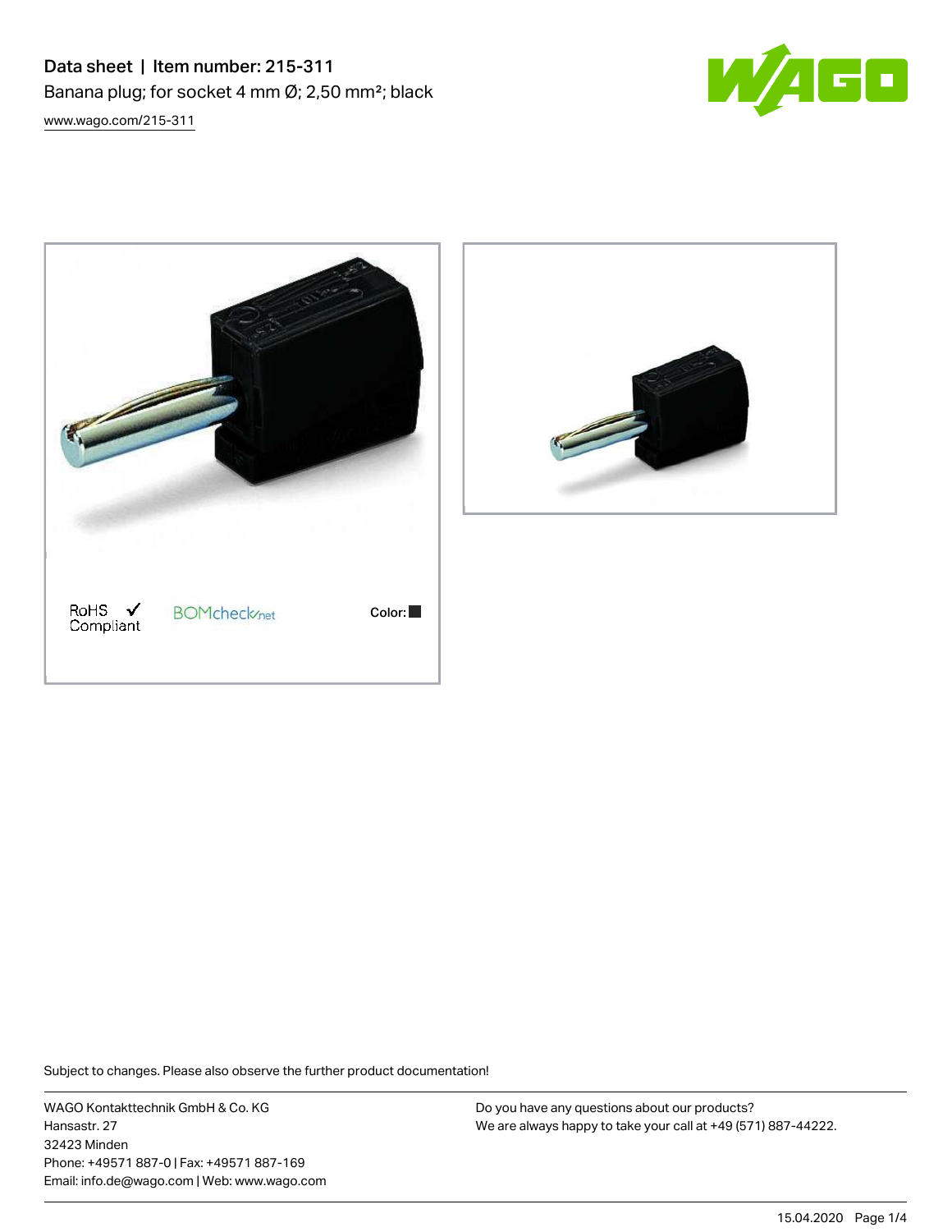# Data sheet | Item number: 215-311

Banana plug; for socket 4 mm Ø; 2,50 mm²; black

www.wago.com/215-311

RoHS Compliant ✓ BOMcheck.net Color: ■

Subject to changes. Please also observe the further product documentation!

WAGO Kontakttechnik GmbH & Co. KG
Hansastr. 27
32423 Minden
Phone: +49571 887-0 | Fax: +49571 887-169
Email: info.de@wago.com | Web: www.wago.com

Do you have any questions about our products?
We are always happy to take your call at +49 (571) 887-44222.

15.04.2020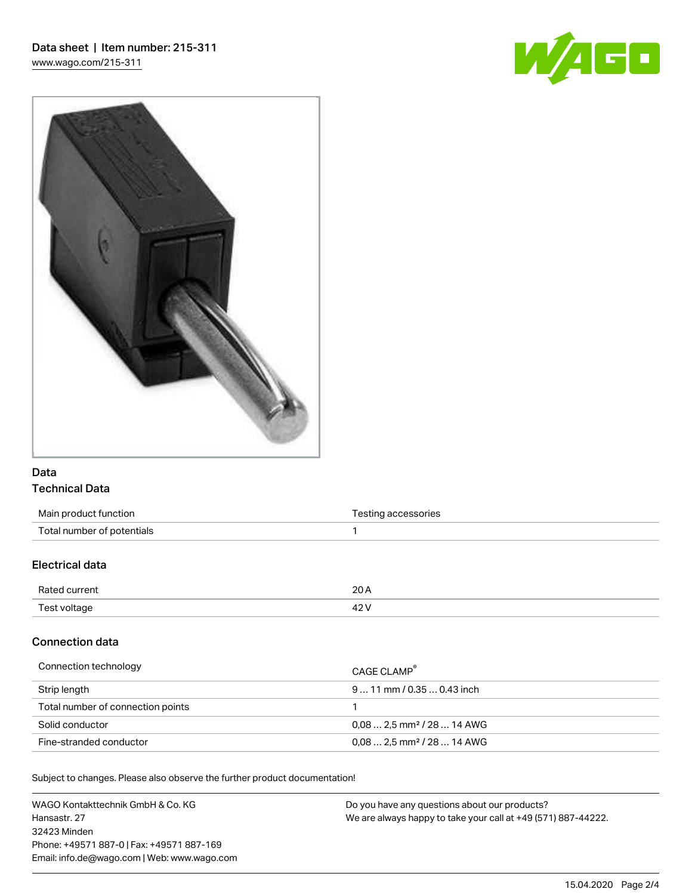Data sheet | Item number: 215-311

www.wago.com/215-311

## Data

### Technical Data

| | |
|---|---|
| Main product function | Testing accessories |
| Total number of potentials | 1 |

### Electrical data

| | |
|---|---|
| Rated current | 20 A |
| Test voltage | 42 V |

### Connection data

| | |
|---|---|
| Connection technology | CAGE CLAMP® |
| Strip length | 9 … 11 mm / 0.35 … 0.43 inch |
| Total number of connection points | 1 |
| Solid conductor | 0,08 … 2,5 mm² / 28 … 14 AWG |
| Fine-stranded conductor | 0,08 … 2,5 mm² / 28 … 14 AWG |

Subject to changes. Please also observe the further product documentation!

WAGO Kontakttechnik GmbH & Co. KG
Hansastr. 27
32423 Minden
Phone: +49571 887-0 | Fax: +49571 887-169
Email: info.de@wago.com | Web: www.wago.com

Do you have any questions about our products?
We are always happy to take your call at +49 (571) 887-44222.

15.04.2020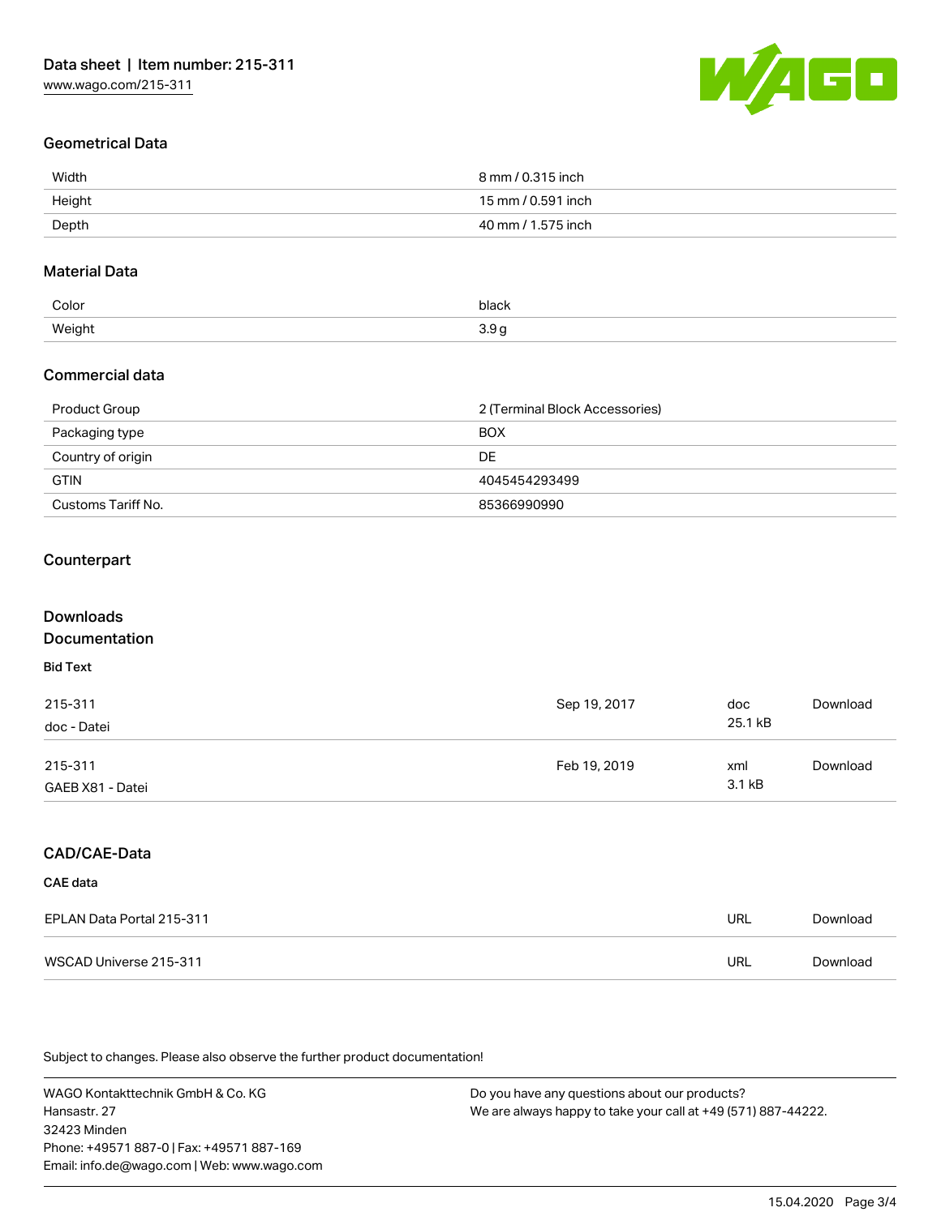## Geometrical Data

| | |
|---|---|
| Width | 8 mm / 0.315 inch |
| Height | 15 mm / 0.591 inch |
| Depth | 40 mm / 1.575 inch |

## Material Data

| | |
|---|---|
| Color | black |
| Weight | 3.9 g |

## Commercial data

| | |
|---|---|
| Product Group | 2 (Terminal Block Accessories) |
| Packaging type | BOX |
| Country of origin | DE |
| GTIN | 4045454293499 |
| Customs Tariff No. | 85366990990 |

## Counterpart

## Downloads
## Documentation

**Bid Text**

| | | | |
|---|---|---|---|
| 215-311<br>doc - Datei | Sep 19, 2017 | doc<br>25.1 kB | Download |
| 215-311<br>GAEB X81 - Datei | Feb 19, 2019 | xml<br>3.1 kB | Download |

## CAD/CAE-Data

**CAE data**

| | | |
|---|---|---|
| EPLAN Data Portal 215-311 | URL | Download |
| WSCAD Universe 215-311 | URL | Download |

Subject to changes. Please also observe the further product documentation!

WAGO Kontakttechnik GmbH & Co. KG
Hansastr. 27
32423 Minden
Phone: +49571 887-0 | Fax: +49571 887-169
Email: info.de@wago.com | Web: www.wago.com

Do you have any questions about our products?
We are always happy to take your call at +49 (571) 887-44222.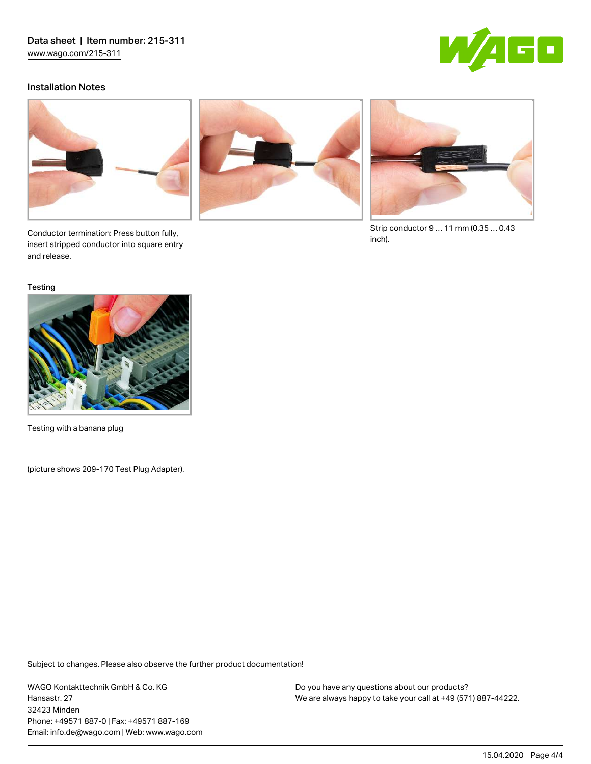## Installation Notes

Conductor termination: Press button fully, insert stripped conductor into square entry and release.

Strip conductor 9 … 11 mm (0.35 … 0.43 inch).

## Testing

Testing with a banana plug

(picture shows 209-170 Test Plug Adapter).

Subject to changes. Please also observe the further product documentation!

WAGO Kontakttechnik GmbH & Co. KG
Hansastr. 27
32423 Minden
Phone: +49571 887-0 | Fax: +49571 887-169
Email: info.de@wago.com | Web: www.wago.com

Do you have any questions about our products?
We are always happy to take your call at +49 (571) 887-44222.